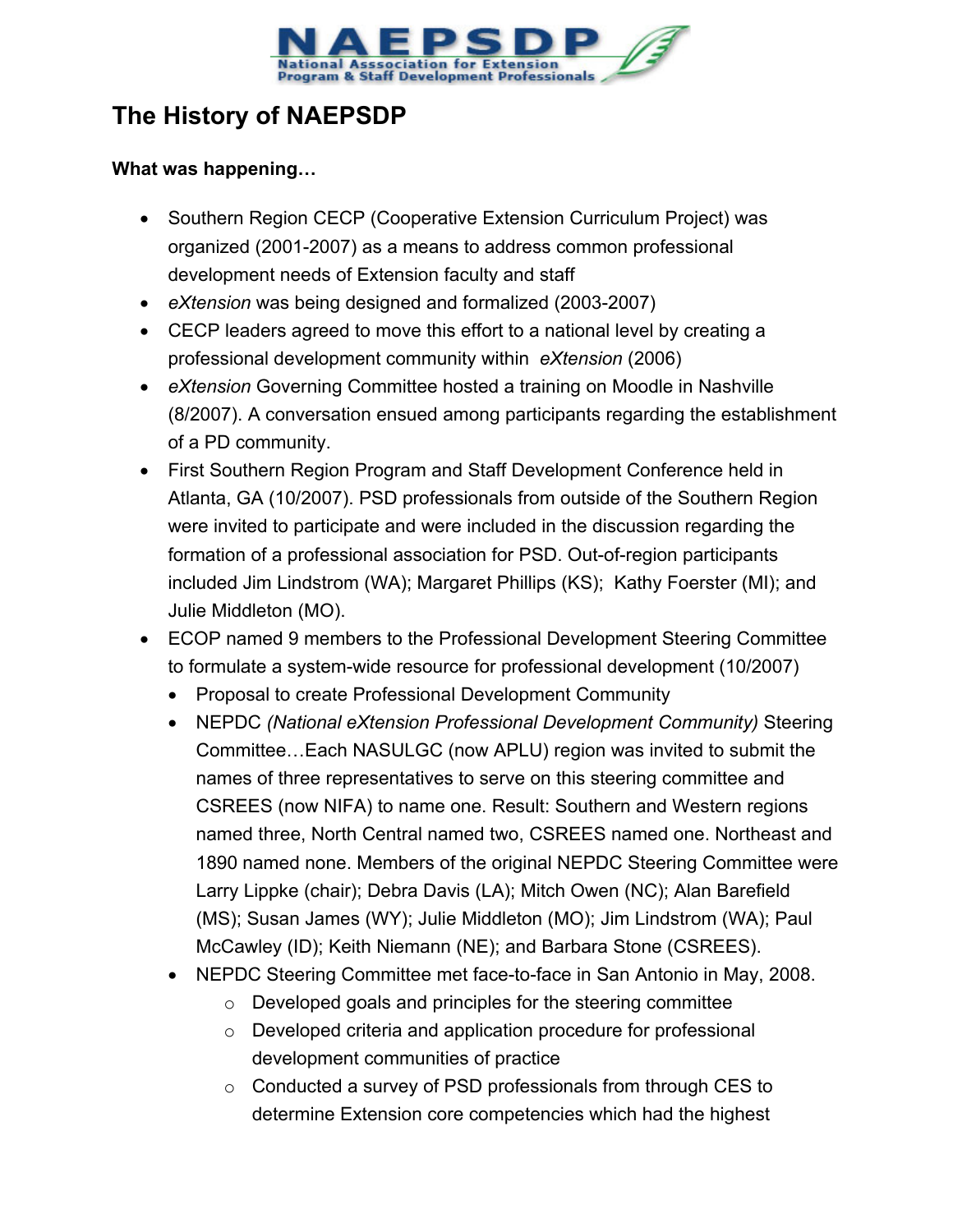# The History of NAEPSDP

**What was happening…**

- Southern Region CECP (Cooperative Extension Curriculum Project) was organized (2001-2007) as a means to address common professional development needs of Extension faculty and staff
- *eXtension* was being designed and formalized (2003-2007)
- CECP leaders agreed to move this effort to a national level by creating a professional development community within *eXtension* (2006)
- *eXtension* Governing Committee hosted a training on Moodle in Nashville (8/2007). A conversation ensued among participants regarding the establishment of a PD community.
- First Southern Region Program and Staff Development Conference held in Atlanta, GA (10/2007). PSD professionals from outside of the Southern Region were invited to participate and were included in the discussion regarding the formation of a professional association for PSD. Out-of-region participants included Jim Lindstrom (WA); Margaret Phillips (KS); Kathy Foerster (MI); and Julie Middleton (MO).
- ECOP named 9 members to the Professional Development Steering Committee to formulate a system-wide resource for professional development (10/2007)
  - Proposal to create Professional Development Community
  - NEPDC *(National eXtension Professional Development Community)* Steering Committee…Each NASULGC (now APLU) region was invited to submit the names of three representatives to serve on this steering committee and CSREES (now NIFA) to name one. Result: Southern and Western regions named three, North Central named two, CSREES named one. Northeast and 1890 named none. Members of the original NEPDC Steering Committee were Larry Lippke (chair); Debra Davis (LA); Mitch Owen (NC); Alan Barefield (MS); Susan James (WY); Julie Middleton (MO); Jim Lindstrom (WA); Paul McCawley (ID); Keith Niemann (NE); and Barbara Stone (CSREES).
  - NEPDC Steering Committee met face-to-face in San Antonio in May, 2008.
    - Developed goals and principles for the steering committee
    - Developed criteria and application procedure for professional development communities of practice
    - Conducted a survey of PSD professionals from through CES to determine Extension core competencies which had the highest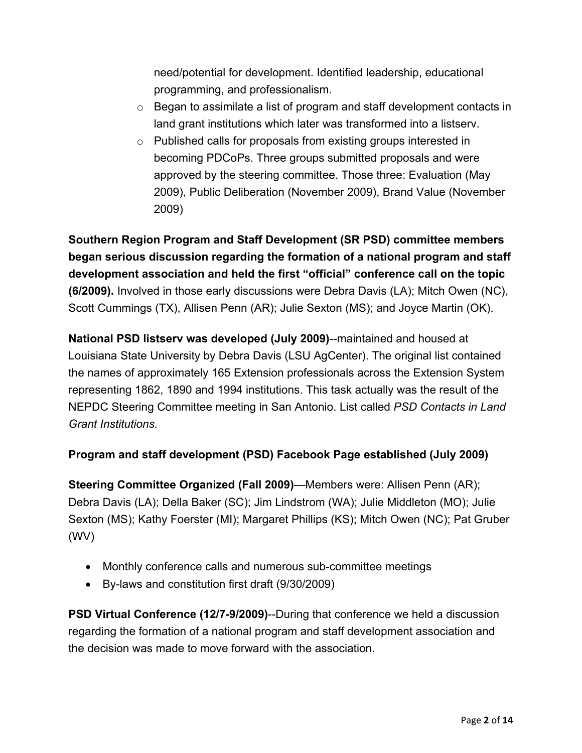need/potential for development. Identified leadership, educational programming, and professionalism.

- Began to assimilate a list of program and staff development contacts in land grant institutions which later was transformed into a listserv.
- Published calls for proposals from existing groups interested in becoming PDCoPs. Three groups submitted proposals and were approved by the steering committee. Those three: Evaluation (May 2009), Public Deliberation (November 2009), Brand Value (November 2009)

**Southern Region Program and Staff Development (SR PSD) committee members began serious discussion regarding the formation of a national program and staff development association and held the first "official" conference call on the topic (6/2009).** Involved in those early discussions were Debra Davis (LA); Mitch Owen (NC), Scott Cummings (TX), Allisen Penn (AR); Julie Sexton (MS); and Joyce Martin (OK).

**National PSD listserv was developed (July 2009)**--maintained and housed at Louisiana State University by Debra Davis (LSU AgCenter). The original list contained the names of approximately 165 Extension professionals across the Extension System representing 1862, 1890 and 1994 institutions. This task actually was the result of the NEPDC Steering Committee meeting in San Antonio. List called *PSD Contacts in Land Grant Institutions.*

**Program and staff development (PSD) Facebook Page established (July 2009)**

**Steering Committee Organized (Fall 2009)**—Members were: Allisen Penn (AR); Debra Davis (LA); Della Baker (SC); Jim Lindstrom (WA); Julie Middleton (MO); Julie Sexton (MS); Kathy Foerster (MI); Margaret Phillips (KS); Mitch Owen (NC); Pat Gruber (WV)

- Monthly conference calls and numerous sub-committee meetings
- By-laws and constitution first draft (9/30/2009)

**PSD Virtual Conference (12/7-9/2009)**--During that conference we held a discussion regarding the formation of a national program and staff development association and the decision was made to move forward with the association.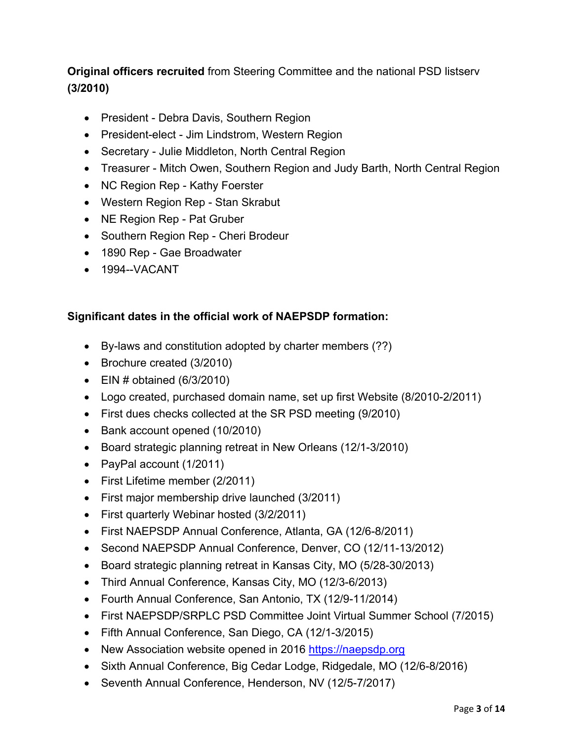**Original officers recruited** from Steering Committee and the national PSD listserv **(3/2010)**

- President - Debra Davis, Southern Region
- President-elect - Jim Lindstrom, Western Region
- Secretary - Julie Middleton, North Central Region
- Treasurer - Mitch Owen, Southern Region and Judy Barth, North Central Region
- NC Region Rep - Kathy Foerster
- Western Region Rep - Stan Skrabut
- NE Region Rep - Pat Gruber
- Southern Region Rep - Cheri Brodeur
- 1890 Rep - Gae Broadwater
- 1994--VACANT

**Significant dates in the official work of NAEPSDP formation:**

- By-laws and constitution adopted by charter members (??)
- Brochure created (3/2010)
- EIN # obtained (6/3/2010)
- Logo created, purchased domain name, set up first Website (8/2010-2/2011)
- First dues checks collected at the SR PSD meeting (9/2010)
- Bank account opened (10/2010)
- Board strategic planning retreat in New Orleans (12/1-3/2010)
- PayPal account (1/2011)
- First Lifetime member (2/2011)
- First major membership drive launched (3/2011)
- First quarterly Webinar hosted (3/2/2011)
- First NAEPSDP Annual Conference, Atlanta, GA (12/6-8/2011)
- Second NAEPSDP Annual Conference, Denver, CO (12/11-13/2012)
- Board strategic planning retreat in Kansas City, MO (5/28-30/2013)
- Third Annual Conference, Kansas City, MO (12/3-6/2013)
- Fourth Annual Conference, San Antonio, TX (12/9-11/2014)
- First NAEPSDP/SRPLC PSD Committee Joint Virtual Summer School (7/2015)
- Fifth Annual Conference, San Diego, CA (12/1-3/2015)
- New Association website opened in 2016 [https://naepsdp.org](https://naepsdp.org)
- Sixth Annual Conference, Big Cedar Lodge, Ridgedale, MO (12/6-8/2016)
- Seventh Annual Conference, Henderson, NV (12/5-7/2017)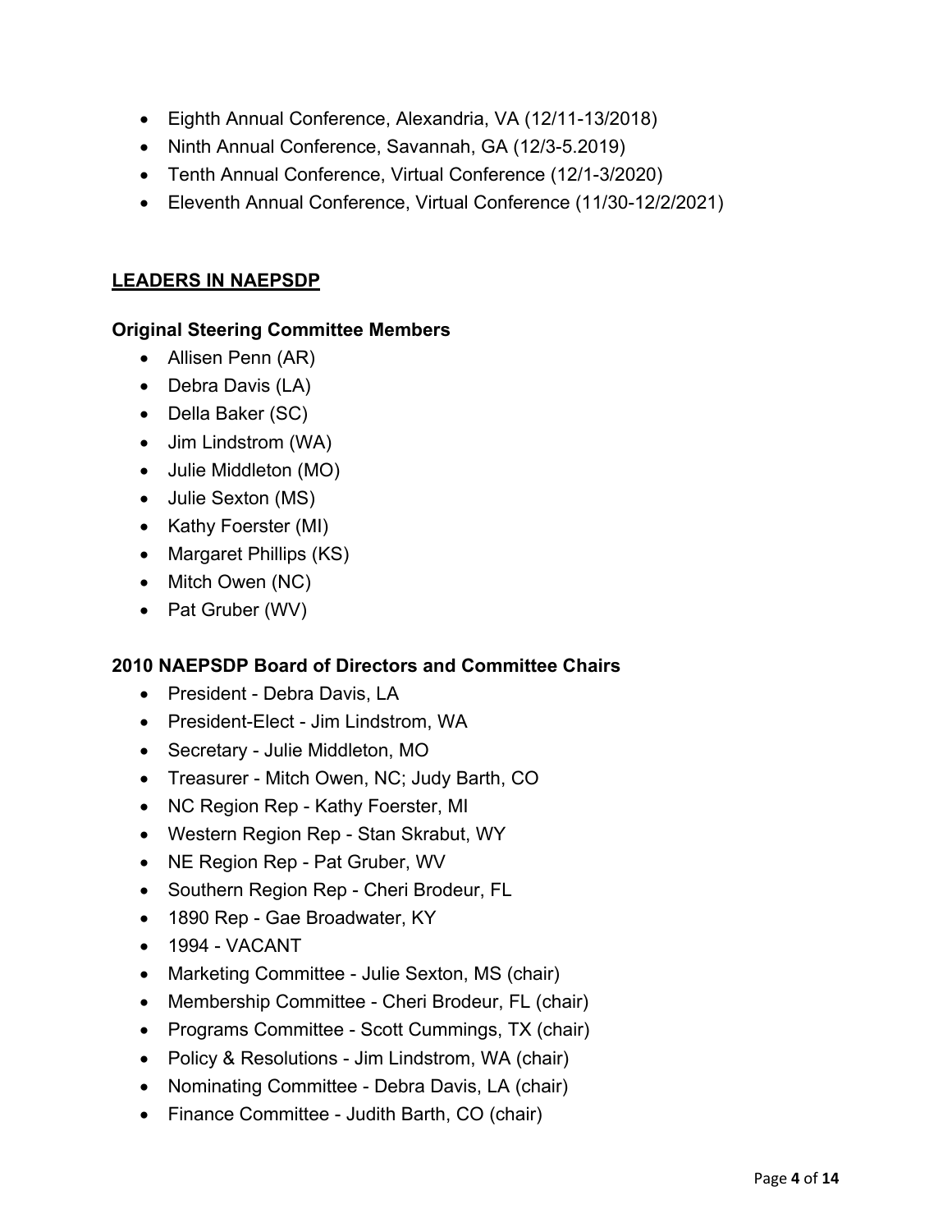- Eighth Annual Conference, Alexandria, VA (12/11-13/2018)
- Ninth Annual Conference, Savannah, GA (12/3-5.2019)
- Tenth Annual Conference, Virtual Conference (12/1-3/2020)
- Eleventh Annual Conference, Virtual Conference (11/30-12/2/2021)

## LEADERS IN NAEPSDP

### Original Steering Committee Members

- Allisen Penn (AR)
- Debra Davis (LA)
- Della Baker (SC)
- Jim Lindstrom (WA)
- Julie Middleton (MO)
- Julie Sexton (MS)
- Kathy Foerster (MI)
- Margaret Phillips (KS)
- Mitch Owen (NC)
- Pat Gruber (WV)

### 2010 NAEPSDP Board of Directors and Committee Chairs

- President - Debra Davis, LA
- President-Elect - Jim Lindstrom, WA
- Secretary - Julie Middleton, MO
- Treasurer - Mitch Owen, NC; Judy Barth, CO
- NC Region Rep - Kathy Foerster, MI
- Western Region Rep - Stan Skrabut, WY
- NE Region Rep - Pat Gruber, WV
- Southern Region Rep - Cheri Brodeur, FL
- 1890 Rep - Gae Broadwater, KY
- 1994 - VACANT
- Marketing Committee - Julie Sexton, MS (chair)
- Membership Committee - Cheri Brodeur, FL (chair)
- Programs Committee - Scott Cummings, TX (chair)
- Policy & Resolutions - Jim Lindstrom, WA (chair)
- Nominating Committee - Debra Davis, LA (chair)
- Finance Committee - Judith Barth, CO (chair)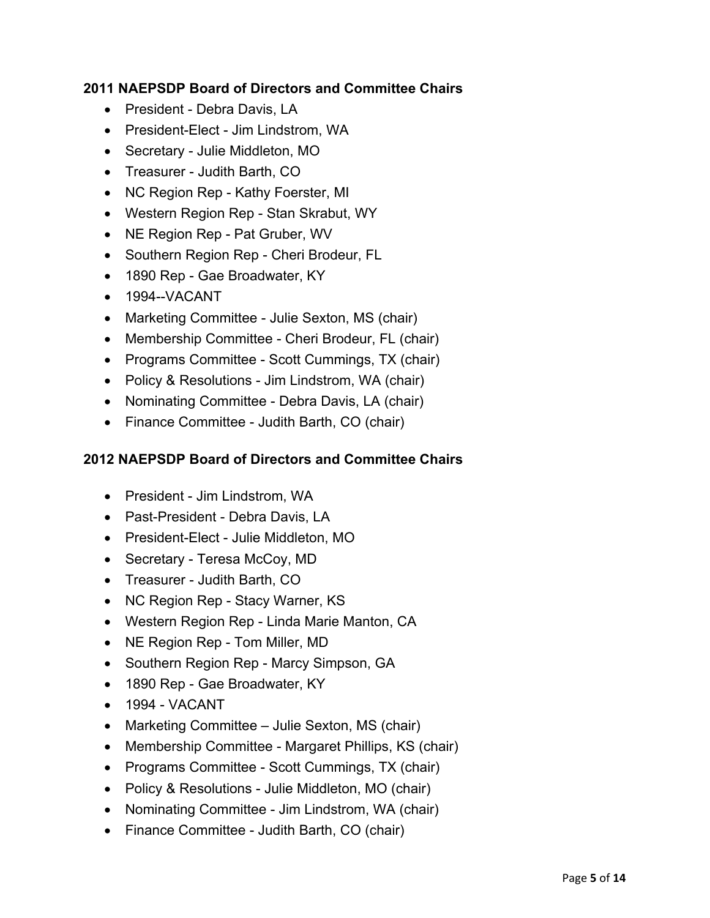### 2011 NAEPSDP Board of Directors and Committee Chairs

- President - Debra Davis, LA
- President-Elect - Jim Lindstrom, WA
- Secretary - Julie Middleton, MO
- Treasurer - Judith Barth, CO
- NC Region Rep - Kathy Foerster, MI
- Western Region Rep - Stan Skrabut, WY
- NE Region Rep - Pat Gruber, WV
- Southern Region Rep - Cheri Brodeur, FL
- 1890 Rep - Gae Broadwater, KY
- 1994--VACANT
- Marketing Committee - Julie Sexton, MS (chair)
- Membership Committee - Cheri Brodeur, FL (chair)
- Programs Committee - Scott Cummings, TX (chair)
- Policy & Resolutions - Jim Lindstrom, WA (chair)
- Nominating Committee - Debra Davis, LA (chair)
- Finance Committee - Judith Barth, CO (chair)

### 2012 NAEPSDP Board of Directors and Committee Chairs

- President - Jim Lindstrom, WA
- Past-President - Debra Davis, LA
- President-Elect - Julie Middleton, MO
- Secretary - Teresa McCoy, MD
- Treasurer - Judith Barth, CO
- NC Region Rep - Stacy Warner, KS
- Western Region Rep - Linda Marie Manton, CA
- NE Region Rep - Tom Miller, MD
- Southern Region Rep - Marcy Simpson, GA
- 1890 Rep - Gae Broadwater, KY
- 1994 - VACANT
- Marketing Committee – Julie Sexton, MS (chair)
- Membership Committee - Margaret Phillips, KS (chair)
- Programs Committee - Scott Cummings, TX (chair)
- Policy & Resolutions - Julie Middleton, MO (chair)
- Nominating Committee - Jim Lindstrom, WA (chair)
- Finance Committee - Judith Barth, CO (chair)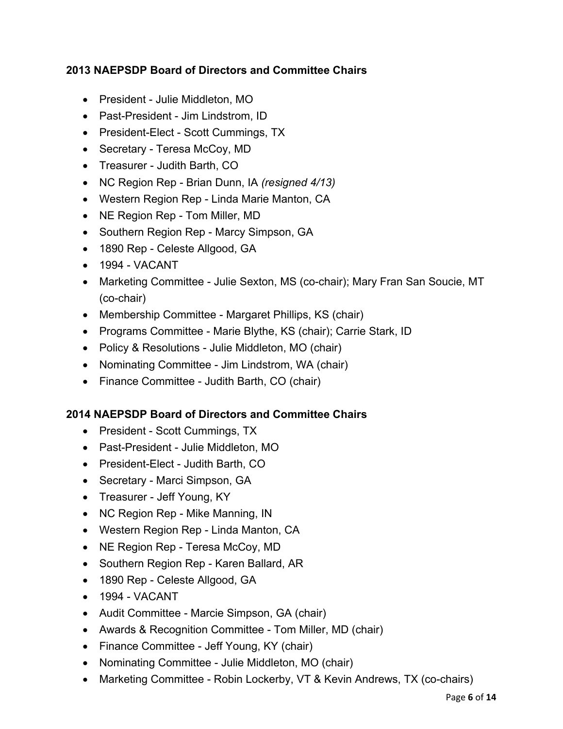**2013 NAEPSDP Board of Directors and Committee Chairs**

- President - Julie Middleton, MO
- Past-President - Jim Lindstrom, ID
- President-Elect - Scott Cummings, TX
- Secretary - Teresa McCoy, MD
- Treasurer - Judith Barth, CO
- NC Region Rep - Brian Dunn, IA *(resigned 4/13)*
- Western Region Rep - Linda Marie Manton, CA
- NE Region Rep - Tom Miller, MD
- Southern Region Rep - Marcy Simpson, GA
- 1890 Rep - Celeste Allgood, GA
- 1994 - VACANT
- Marketing Committee - Julie Sexton, MS (co-chair); Mary Fran San Soucie, MT (co-chair)
- Membership Committee - Margaret Phillips, KS (chair)
- Programs Committee - Marie Blythe, KS (chair); Carrie Stark, ID
- Policy & Resolutions - Julie Middleton, MO (chair)
- Nominating Committee - Jim Lindstrom, WA (chair)
- Finance Committee - Judith Barth, CO (chair)

**2014 NAEPSDP Board of Directors and Committee Chairs**

- President - Scott Cummings, TX
- Past-President - Julie Middleton, MO
- President-Elect - Judith Barth, CO
- Secretary - Marci Simpson, GA
- Treasurer - Jeff Young, KY
- NC Region Rep - Mike Manning, IN
- Western Region Rep - Linda Manton, CA
- NE Region Rep - Teresa McCoy, MD
- Southern Region Rep - Karen Ballard, AR
- 1890 Rep - Celeste Allgood, GA
- 1994 - VACANT
- Audit Committee - Marcie Simpson, GA (chair)
- Awards & Recognition Committee - Tom Miller, MD (chair)
- Finance Committee - Jeff Young, KY (chair)
- Nominating Committee - Julie Middleton, MO (chair)
- Marketing Committee - Robin Lockerby, VT & Kevin Andrews, TX (co-chairs)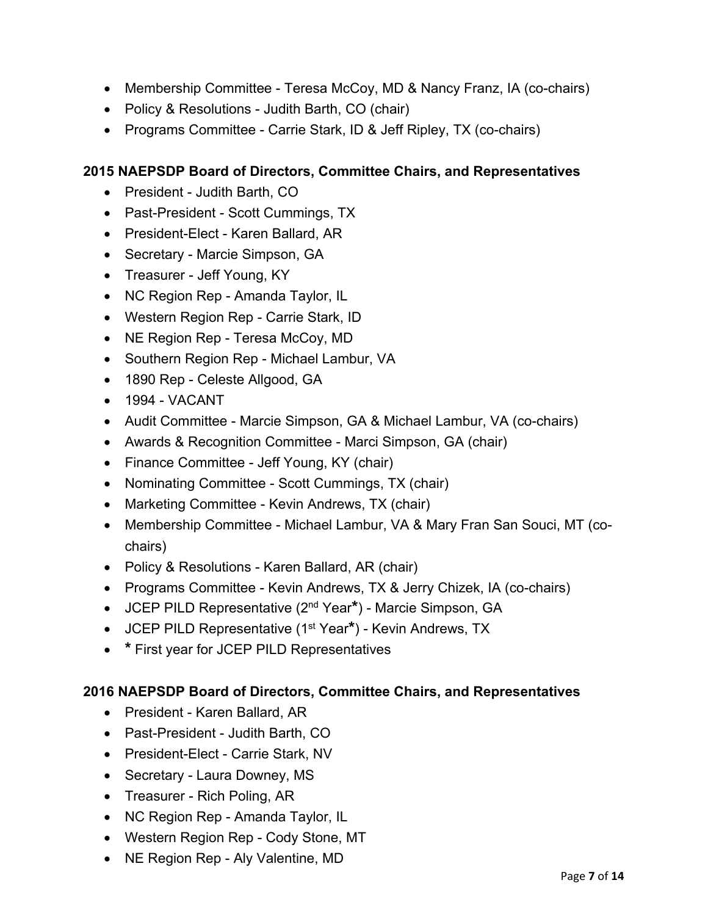- Membership Committee - Teresa McCoy, MD & Nancy Franz, IA (co-chairs)
- Policy & Resolutions - Judith Barth, CO (chair)
- Programs Committee - Carrie Stark, ID & Jeff Ripley, TX (co-chairs)

**2015 NAEPSDP Board of Directors, Committee Chairs, and Representatives**

- President - Judith Barth, CO
- Past-President - Scott Cummings, TX
- President-Elect - Karen Ballard, AR
- Secretary - Marcie Simpson, GA
- Treasurer - Jeff Young, KY
- NC Region Rep - Amanda Taylor, IL
- Western Region Rep - Carrie Stark, ID
- NE Region Rep - Teresa McCoy, MD
- Southern Region Rep - Michael Lambur, VA
- 1890 Rep - Celeste Allgood, GA
- 1994 - VACANT
- Audit Committee - Marcie Simpson, GA & Michael Lambur, VA (co-chairs)
- Awards & Recognition Committee - Marci Simpson, GA (chair)
- Finance Committee - Jeff Young, KY (chair)
- Nominating Committee - Scott Cummings, TX (chair)
- Marketing Committee - Kevin Andrews, TX (chair)
- Membership Committee - Michael Lambur, VA & Mary Fran San Souci, MT (co-chairs)
- Policy & Resolutions - Karen Ballard, AR (chair)
- Programs Committee - Kevin Andrews, TX & Jerry Chizek, IA (co-chairs)
- JCEP PILD Representative (2nd Year**\***) - Marcie Simpson, GA
- JCEP PILD Representative (1st Year**\***) - Kevin Andrews, TX
- **\*** First year for JCEP PILD Representatives

**2016 NAEPSDP Board of Directors, Committee Chairs, and Representatives**

- President - Karen Ballard, AR
- Past-President - Judith Barth, CO
- President-Elect - Carrie Stark, NV
- Secretary - Laura Downey, MS
- Treasurer - Rich Poling, AR
- NC Region Rep - Amanda Taylor, IL
- Western Region Rep - Cody Stone, MT
- NE Region Rep - Aly Valentine, MD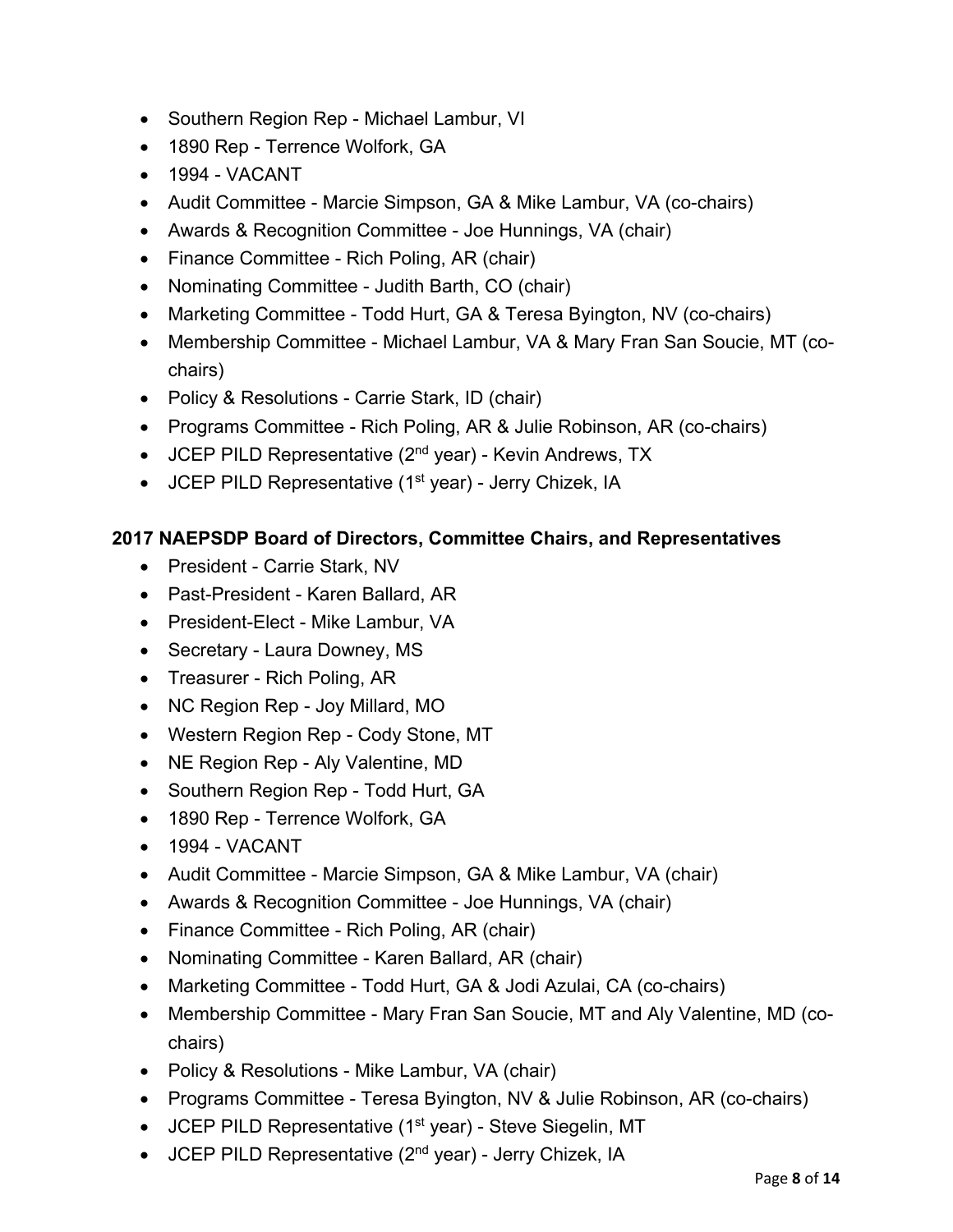- Southern Region Rep - Michael Lambur, VI
- 1890 Rep - Terrence Wolfork, GA
- 1994 - VACANT
- Audit Committee - Marcie Simpson, GA & Mike Lambur, VA (co-chairs)
- Awards & Recognition Committee - Joe Hunnings, VA (chair)
- Finance Committee - Rich Poling, AR (chair)
- Nominating Committee - Judith Barth, CO (chair)
- Marketing Committee - Todd Hurt, GA & Teresa Byington, NV (co-chairs)
- Membership Committee - Michael Lambur, VA & Mary Fran San Soucie, MT (co-chairs)
- Policy & Resolutions - Carrie Stark, ID (chair)
- Programs Committee - Rich Poling, AR & Julie Robinson, AR (co-chairs)
- JCEP PILD Representative (2nd year) - Kevin Andrews, TX
- JCEP PILD Representative (1st year) - Jerry Chizek, IA

**2017 NAEPSDP Board of Directors, Committee Chairs, and Representatives**

- President - Carrie Stark, NV
- Past-President - Karen Ballard, AR
- President-Elect - Mike Lambur, VA
- Secretary - Laura Downey, MS
- Treasurer - Rich Poling, AR
- NC Region Rep - Joy Millard, MO
- Western Region Rep - Cody Stone, MT
- NE Region Rep - Aly Valentine, MD
- Southern Region Rep - Todd Hurt, GA
- 1890 Rep - Terrence Wolfork, GA
- 1994 - VACANT
- Audit Committee - Marcie Simpson, GA & Mike Lambur, VA (chair)
- Awards & Recognition Committee - Joe Hunnings, VA (chair)
- Finance Committee - Rich Poling, AR (chair)
- Nominating Committee - Karen Ballard, AR (chair)
- Marketing Committee - Todd Hurt, GA & Jodi Azulai, CA (co-chairs)
- Membership Committee - Mary Fran San Soucie, MT and Aly Valentine, MD (co-chairs)
- Policy & Resolutions - Mike Lambur, VA (chair)
- Programs Committee - Teresa Byington, NV & Julie Robinson, AR (co-chairs)
- JCEP PILD Representative (1st year) - Steve Siegelin, MT
- JCEP PILD Representative (2nd year) - Jerry Chizek, IA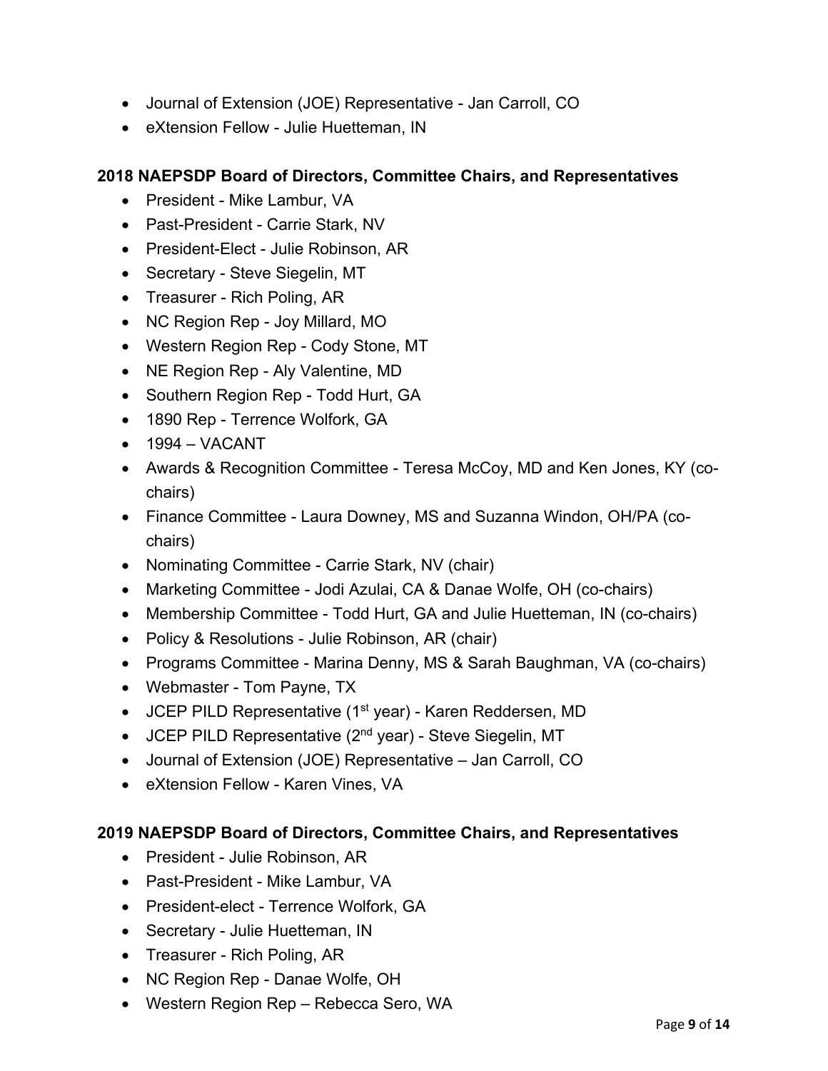- Journal of Extension (JOE) Representative - Jan Carroll, CO
- eXtension Fellow - Julie Huetteman, IN

**2018 NAEPSDP Board of Directors, Committee Chairs, and Representatives**

- President - Mike Lambur, VA
- Past-President - Carrie Stark, NV
- President-Elect - Julie Robinson, AR
- Secretary - Steve Siegelin, MT
- Treasurer - Rich Poling, AR
- NC Region Rep - Joy Millard, MO
- Western Region Rep - Cody Stone, MT
- NE Region Rep - Aly Valentine, MD
- Southern Region Rep - Todd Hurt, GA
- 1890 Rep - Terrence Wolfork, GA
- 1994 – VACANT
- Awards & Recognition Committee - Teresa McCoy, MD and Ken Jones, KY (co-chairs)
- Finance Committee - Laura Downey, MS and Suzanna Windon, OH/PA (co-chairs)
- Nominating Committee - Carrie Stark, NV (chair)
- Marketing Committee - Jodi Azulai, CA & Danae Wolfe, OH (co-chairs)
- Membership Committee - Todd Hurt, GA and Julie Huetteman, IN (co-chairs)
- Policy & Resolutions - Julie Robinson, AR (chair)
- Programs Committee - Marina Denny, MS & Sarah Baughman, VA (co-chairs)
- Webmaster - Tom Payne, TX
- JCEP PILD Representative (1st year) - Karen Reddersen, MD
- JCEP PILD Representative (2nd year) - Steve Siegelin, MT
- Journal of Extension (JOE) Representative – Jan Carroll, CO
- eXtension Fellow - Karen Vines, VA

**2019 NAEPSDP Board of Directors, Committee Chairs, and Representatives**

- President - Julie Robinson, AR
- Past-President - Mike Lambur, VA
- President-elect - Terrence Wolfork, GA
- Secretary - Julie Huetteman, IN
- Treasurer - Rich Poling, AR
- NC Region Rep - Danae Wolfe, OH
- Western Region Rep – Rebecca Sero, WA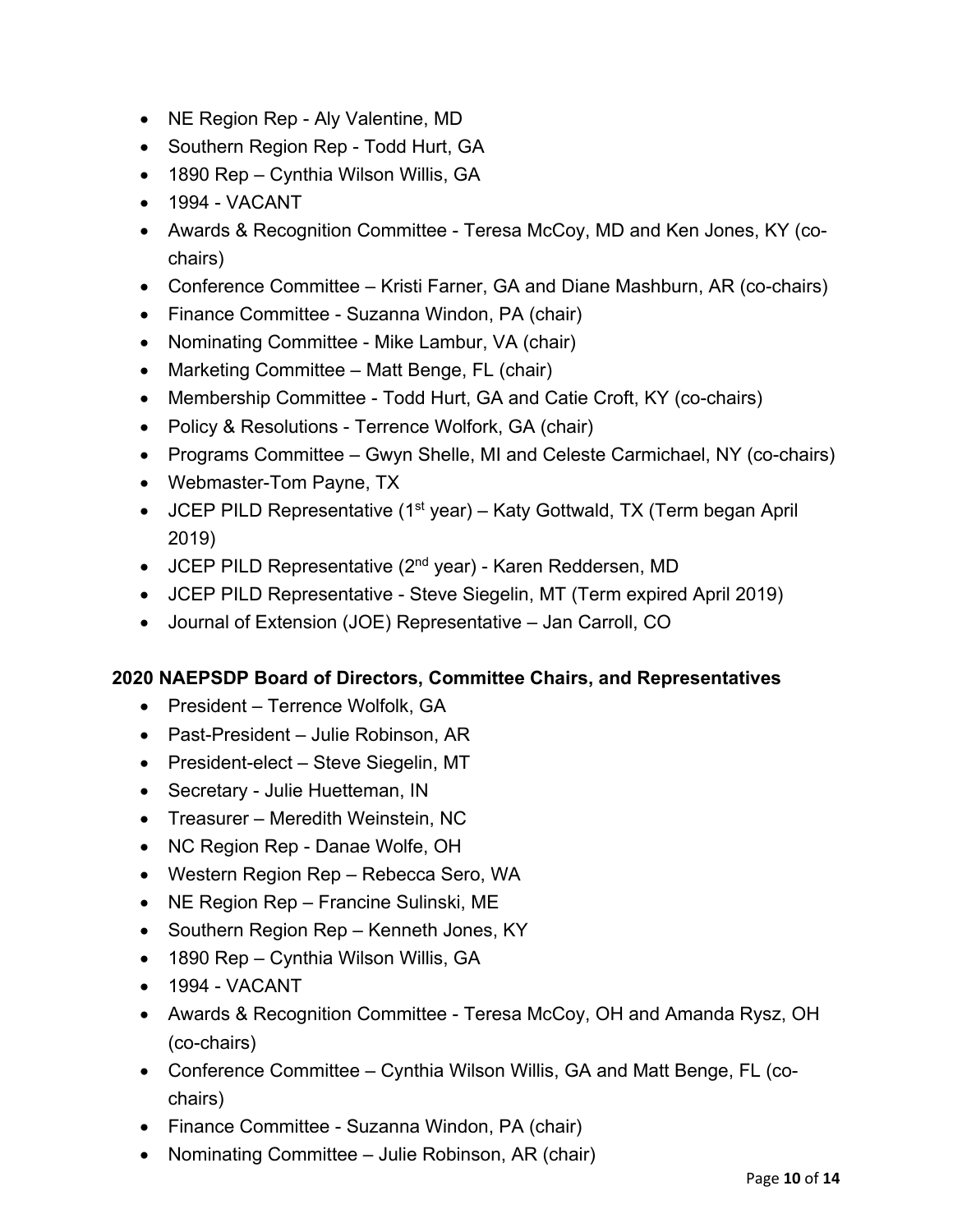- NE Region Rep - Aly Valentine, MD
- Southern Region Rep - Todd Hurt, GA
- 1890 Rep – Cynthia Wilson Willis, GA
- 1994 - VACANT
- Awards & Recognition Committee - Teresa McCoy, MD and Ken Jones, KY (co-chairs)
- Conference Committee – Kristi Farner, GA and Diane Mashburn, AR (co-chairs)
- Finance Committee - Suzanna Windon, PA (chair)
- Nominating Committee - Mike Lambur, VA (chair)
- Marketing Committee – Matt Benge, FL (chair)
- Membership Committee - Todd Hurt, GA and Catie Croft, KY (co-chairs)
- Policy & Resolutions - Terrence Wolfork, GA (chair)
- Programs Committee – Gwyn Shelle, MI and Celeste Carmichael, NY (co-chairs)
- Webmaster-Tom Payne, TX
- JCEP PILD Representative (1st year) – Katy Gottwald, TX (Term began April 2019)
- JCEP PILD Representative (2nd year) - Karen Reddersen, MD
- JCEP PILD Representative - Steve Siegelin, MT (Term expired April 2019)
- Journal of Extension (JOE) Representative – Jan Carroll, CO

**2020 NAEPSDP Board of Directors, Committee Chairs, and Representatives**

- President – Terrence Wolfolk, GA
- Past-President – Julie Robinson, AR
- President-elect – Steve Siegelin, MT
- Secretary - Julie Huetteman, IN
- Treasurer – Meredith Weinstein, NC
- NC Region Rep - Danae Wolfe, OH
- Western Region Rep – Rebecca Sero, WA
- NE Region Rep – Francine Sulinski, ME
- Southern Region Rep – Kenneth Jones, KY
- 1890 Rep – Cynthia Wilson Willis, GA
- 1994 - VACANT
- Awards & Recognition Committee - Teresa McCoy, OH and Amanda Rysz, OH (co-chairs)
- Conference Committee – Cynthia Wilson Willis, GA and Matt Benge, FL (co-chairs)
- Finance Committee - Suzanna Windon, PA (chair)
- Nominating Committee – Julie Robinson, AR (chair)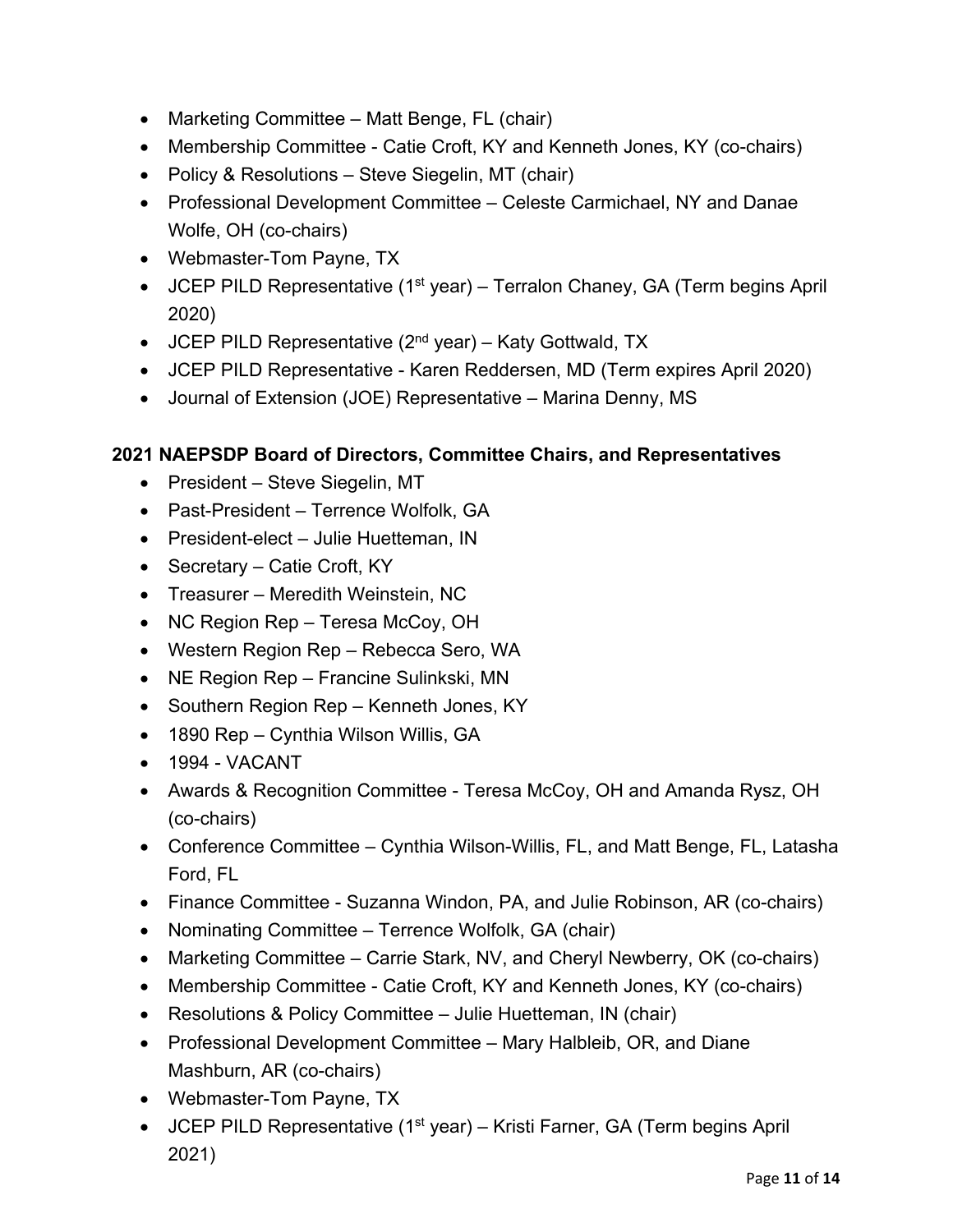- Marketing Committee – Matt Benge, FL (chair)
- Membership Committee - Catie Croft, KY and Kenneth Jones, KY (co-chairs)
- Policy & Resolutions – Steve Siegelin, MT (chair)
- Professional Development Committee – Celeste Carmichael, NY and Danae Wolfe, OH (co-chairs)
- Webmaster-Tom Payne, TX
- JCEP PILD Representative (1st year) – Terralon Chaney, GA (Term begins April 2020)
- JCEP PILD Representative (2nd year) – Katy Gottwald, TX
- JCEP PILD Representative - Karen Reddersen, MD (Term expires April 2020)
- Journal of Extension (JOE) Representative – Marina Denny, MS

**2021 NAEPSDP Board of Directors, Committee Chairs, and Representatives**

- President – Steve Siegelin, MT
- Past-President – Terrence Wolfolk, GA
- President-elect – Julie Huetteman, IN
- Secretary – Catie Croft, KY
- Treasurer – Meredith Weinstein, NC
- NC Region Rep – Teresa McCoy, OH
- Western Region Rep – Rebecca Sero, WA
- NE Region Rep – Francine Sulinkski, MN
- Southern Region Rep – Kenneth Jones, KY
- 1890 Rep – Cynthia Wilson Willis, GA
- 1994 - VACANT
- Awards & Recognition Committee - Teresa McCoy, OH and Amanda Rysz, OH (co-chairs)
- Conference Committee – Cynthia Wilson-Willis, FL, and Matt Benge, FL, Latasha Ford, FL
- Finance Committee - Suzanna Windon, PA, and Julie Robinson, AR (co-chairs)
- Nominating Committee – Terrence Wolfolk, GA (chair)
- Marketing Committee – Carrie Stark, NV, and Cheryl Newberry, OK (co-chairs)
- Membership Committee - Catie Croft, KY and Kenneth Jones, KY (co-chairs)
- Resolutions & Policy Committee – Julie Huetteman, IN (chair)
- Professional Development Committee – Mary Halbleib, OR, and Diane Mashburn, AR (co-chairs)
- Webmaster-Tom Payne, TX
- JCEP PILD Representative (1st year) – Kristi Farner, GA (Term begins April 2021)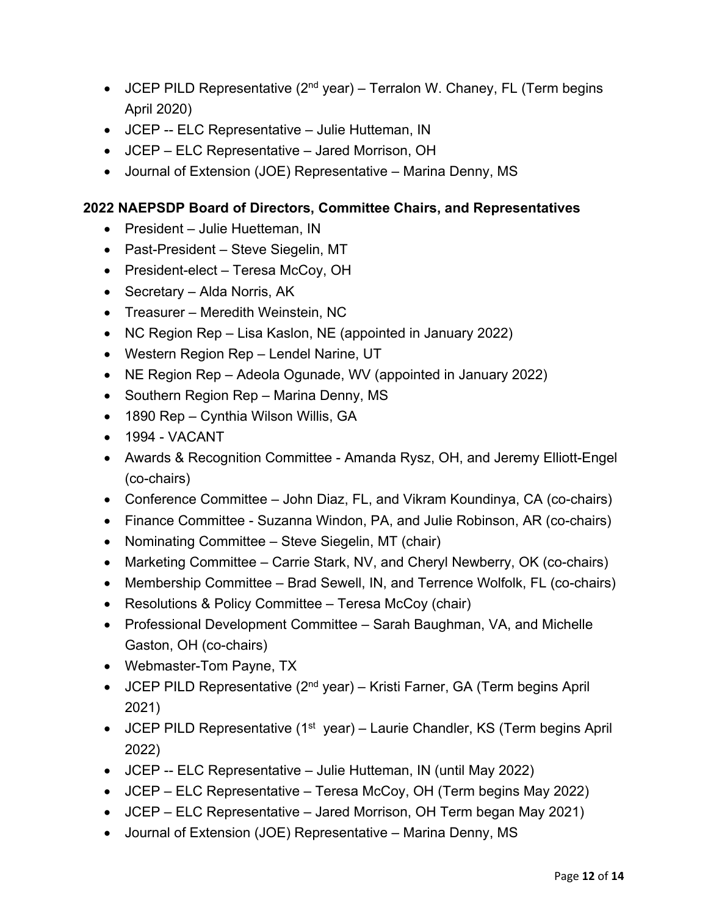- JCEP PILD Representative (2nd year) – Terralon W. Chaney, FL (Term begins April 2020)
- JCEP -- ELC Representative – Julie Hutteman, IN
- JCEP – ELC Representative – Jared Morrison, OH
- Journal of Extension (JOE) Representative – Marina Denny, MS

**2022 NAEPSDP Board of Directors, Committee Chairs, and Representatives**

- President – Julie Huetteman, IN
- Past-President – Steve Siegelin, MT
- President-elect – Teresa McCoy, OH
- Secretary – Alda Norris, AK
- Treasurer – Meredith Weinstein, NC
- NC Region Rep – Lisa Kaslon, NE (appointed in January 2022)
- Western Region Rep – Lendel Narine, UT
- NE Region Rep – Adeola Ogunade, WV (appointed in January 2022)
- Southern Region Rep – Marina Denny, MS
- 1890 Rep – Cynthia Wilson Willis, GA
- 1994 - VACANT
- Awards & Recognition Committee - Amanda Rysz, OH, and Jeremy Elliott-Engel (co-chairs)
- Conference Committee – John Diaz, FL, and Vikram Koundinya, CA (co-chairs)
- Finance Committee - Suzanna Windon, PA, and Julie Robinson, AR (co-chairs)
- Nominating Committee – Steve Siegelin, MT (chair)
- Marketing Committee – Carrie Stark, NV, and Cheryl Newberry, OK (co-chairs)
- Membership Committee – Brad Sewell, IN, and Terrence Wolfolk, FL (co-chairs)
- Resolutions & Policy Committee – Teresa McCoy (chair)
- Professional Development Committee – Sarah Baughman, VA, and Michelle Gaston, OH (co-chairs)
- Webmaster-Tom Payne, TX
- JCEP PILD Representative (2nd year) – Kristi Farner, GA (Term begins April 2021)
- JCEP PILD Representative (1st year) – Laurie Chandler, KS (Term begins April 2022)
- JCEP -- ELC Representative – Julie Hutteman, IN (until May 2022)
- JCEP – ELC Representative – Teresa McCoy, OH (Term begins May 2022)
- JCEP – ELC Representative – Jared Morrison, OH Term began May 2021)
- Journal of Extension (JOE) Representative – Marina Denny, MS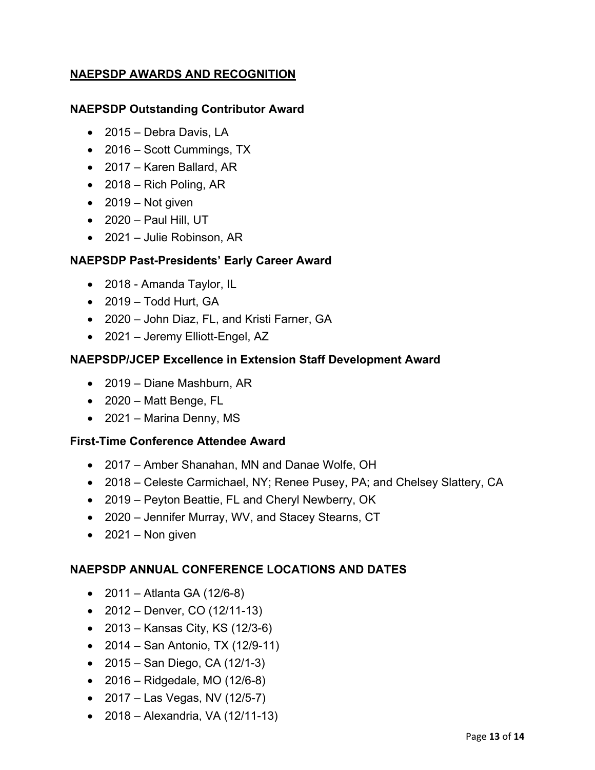## NAEPSDP AWARDS AND RECOGNITION

### NAEPSDP Outstanding Contributor Award

- 2015 – Debra Davis, LA
- 2016 – Scott Cummings, TX
- 2017 – Karen Ballard, AR
- 2018 – Rich Poling, AR
- 2019 – Not given
- 2020 – Paul Hill, UT
- 2021 – Julie Robinson, AR

### NAEPSDP Past-Presidents' Early Career Award

- 2018 - Amanda Taylor, IL
- 2019 – Todd Hurt, GA
- 2020 – John Diaz, FL, and Kristi Farner, GA
- 2021 – Jeremy Elliott-Engel, AZ

### NAEPSDP/JCEP Excellence in Extension Staff Development Award

- 2019 – Diane Mashburn, AR
- 2020 – Matt Benge, FL
- 2021 – Marina Denny, MS

### First-Time Conference Attendee Award

- 2017 – Amber Shanahan, MN and Danae Wolfe, OH
- 2018 – Celeste Carmichael, NY; Renee Pusey, PA; and Chelsey Slattery, CA
- 2019 – Peyton Beattie, FL and Cheryl Newberry, OK
- 2020 – Jennifer Murray, WV, and Stacey Stearns, CT
- 2021 – Non given

## NAEPSDP ANNUAL CONFERENCE LOCATIONS AND DATES

- 2011 – Atlanta GA (12/6-8)
- 2012 – Denver, CO (12/11-13)
- 2013 – Kansas City, KS (12/3-6)
- 2014 – San Antonio, TX (12/9-11)
- 2015 – San Diego, CA (12/1-3)
- 2016 – Ridgedale, MO (12/6-8)
- 2017 – Las Vegas, NV (12/5-7)
- 2018 – Alexandria, VA (12/11-13)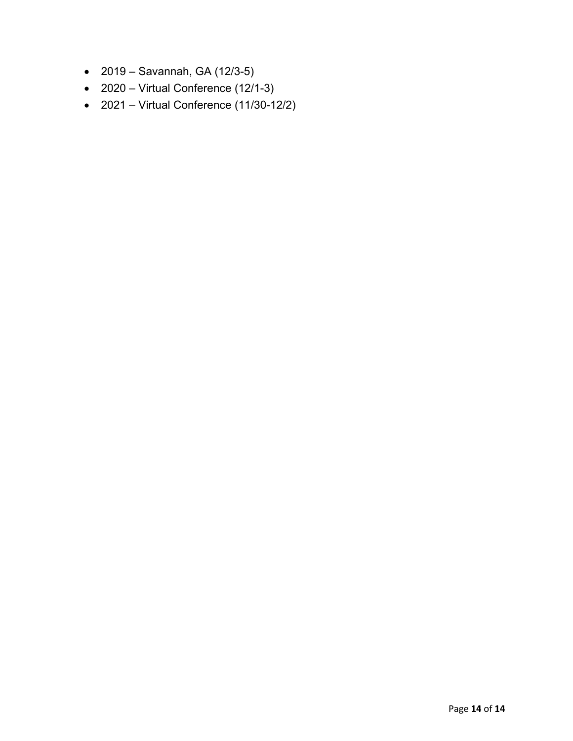- 2019 – Savannah, GA (12/3-5)
- 2020 – Virtual Conference (12/1-3)
- 2021 – Virtual Conference (11/30-12/2)